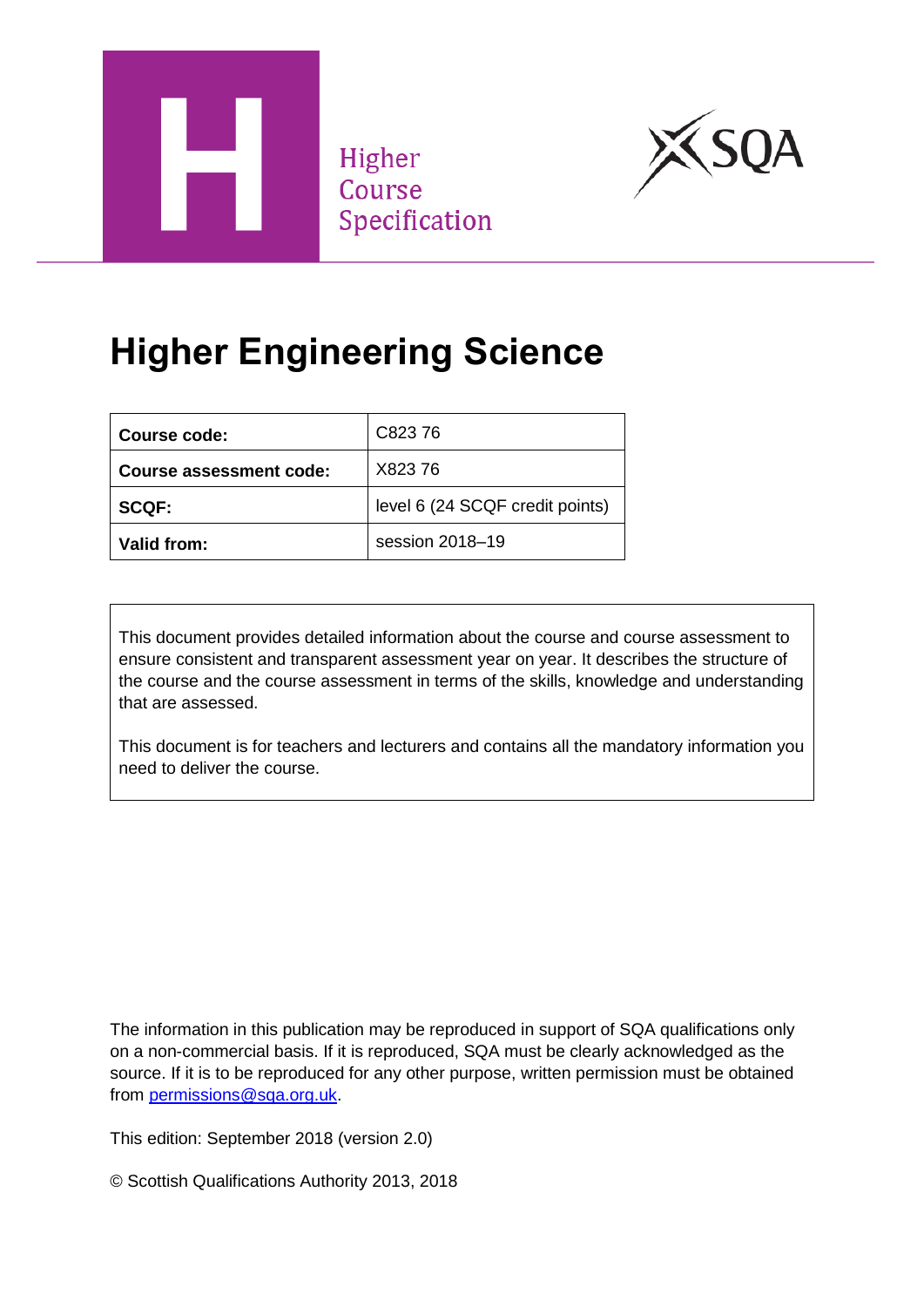Higher
Course
Specification

# Higher Engineering Science

| Course code: | C823 76 |
| --- | --- |
| Course assessment code: | X823 76 |
| SCQF: | level 6 (24 SCQF credit points) |
| Valid from: | session 2018–19 |

This document provides detailed information about the course and course assessment to ensure consistent and transparent assessment year on year. It describes the structure of the course and the course assessment in terms of the skills, knowledge and understanding that are assessed.

This document is for teachers and lecturers and contains all the mandatory information you need to deliver the course.

The information in this publication may be reproduced in support of SQA qualifications only on a non-commercial basis. If it is reproduced, SQA must be clearly acknowledged as the source. If it is to be reproduced for any other purpose, written permission must be obtained from permissions@sqa.org.uk.

This edition: September 2018 (version 2.0)

© Scottish Qualifications Authority 2013, 2018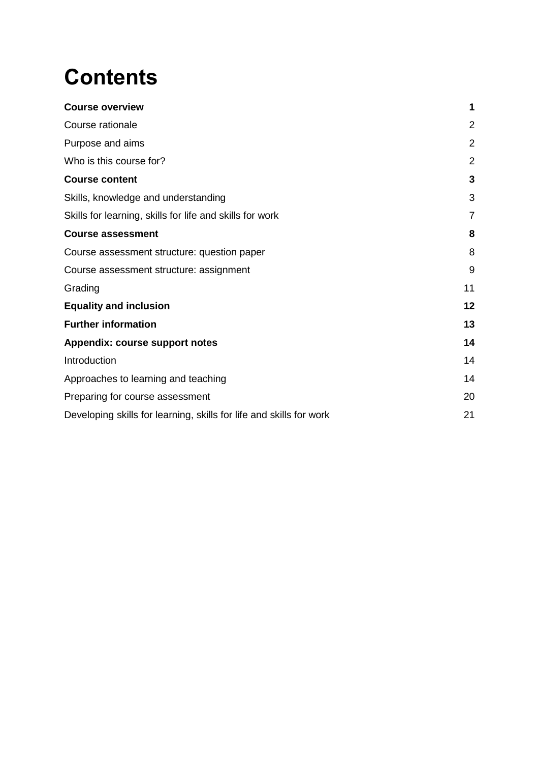# Contents

| | |
|---|---|
| **Course overview** | **1** |
| Course rationale | 2 |
| Purpose and aims | 2 |
| Who is this course for? | 2 |
| **Course content** | **3** |
| Skills, knowledge and understanding | 3 |
| Skills for learning, skills for life and skills for work | 7 |
| **Course assessment** | **8** |
| Course assessment structure: question paper | 8 |
| Course assessment structure: assignment | 9 |
| Grading | 11 |
| **Equality and inclusion** | **12** |
| **Further information** | **13** |
| **Appendix: course support notes** | **14** |
| Introduction | 14 |
| Approaches to learning and teaching | 14 |
| Preparing for course assessment | 20 |
| Developing skills for learning, skills for life and skills for work | 21 |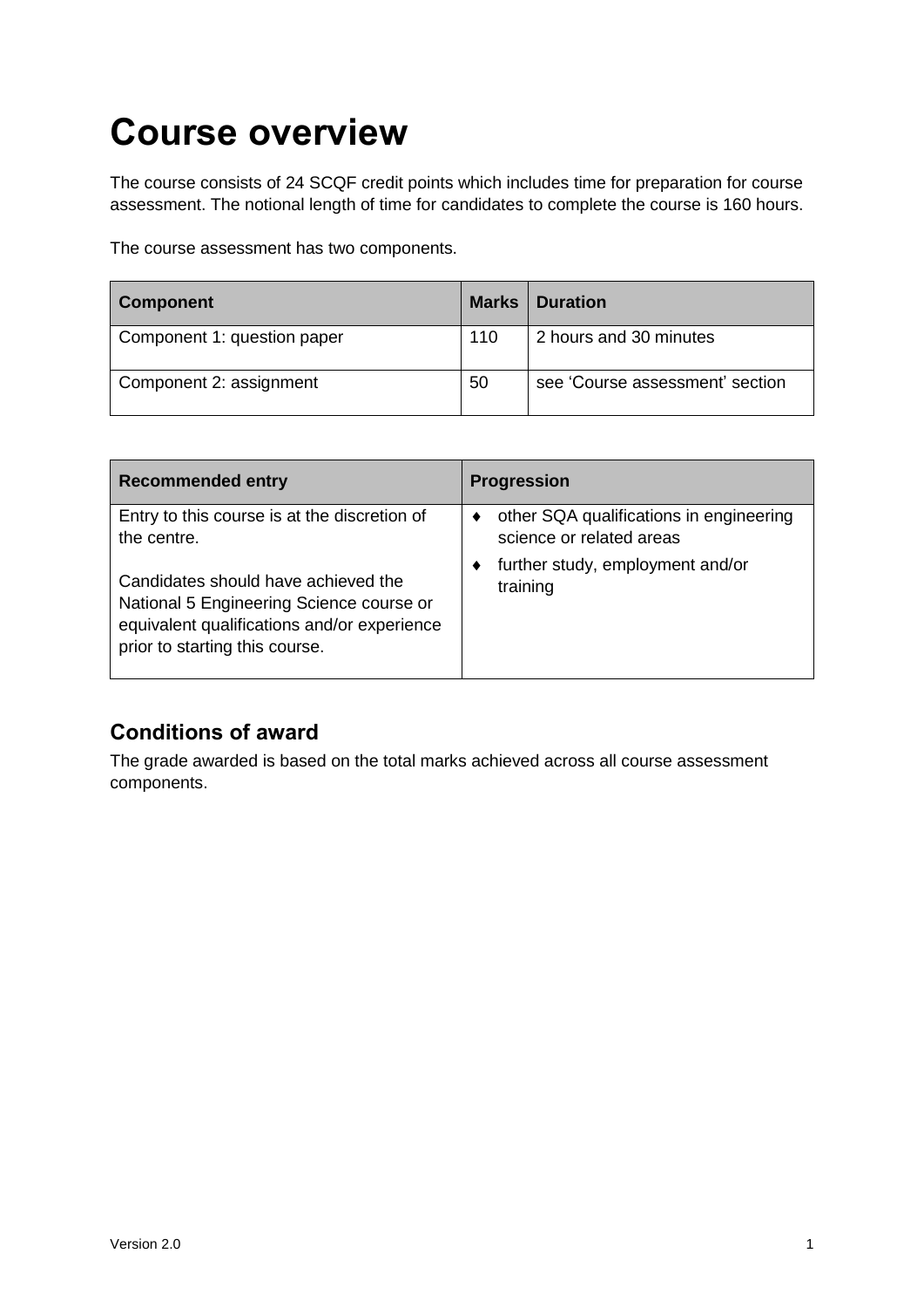# Course overview

The course consists of 24 SCQF credit points which includes time for preparation for course assessment. The notional length of time for candidates to complete the course is 160 hours.

The course assessment has two components.

| Component | Marks | Duration |
|---|---|---|
| Component 1: question paper | 110 | 2 hours and 30 minutes |
| Component 2: assignment | 50 | see 'Course assessment' section |

| Recommended entry | Progression |
|---|---|
| Entry to this course is at the discretion of the centre.<br><br>Candidates should have achieved the National 5 Engineering Science course or equivalent qualifications and/or experience prior to starting this course. | ♦ other SQA qualifications in engineering science or related areas<br>♦ further study, employment and/or training |

## Conditions of award

The grade awarded is based on the total marks achieved across all course assessment components.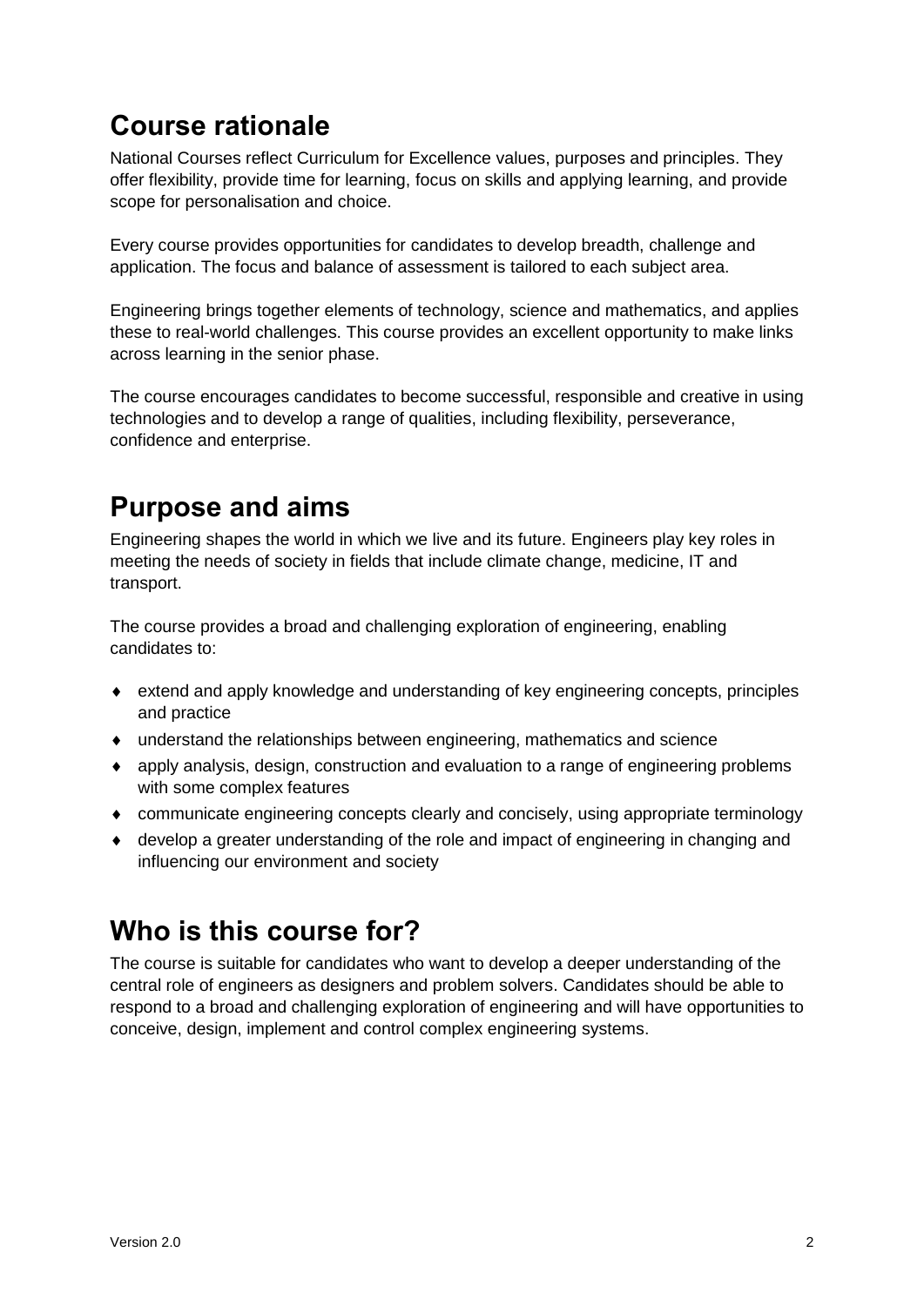## Course rationale

National Courses reflect Curriculum for Excellence values, purposes and principles. They offer flexibility, provide time for learning, focus on skills and applying learning, and provide scope for personalisation and choice.

Every course provides opportunities for candidates to develop breadth, challenge and application. The focus and balance of assessment is tailored to each subject area.

Engineering brings together elements of technology, science and mathematics, and applies these to real-world challenges. This course provides an excellent opportunity to make links across learning in the senior phase.

The course encourages candidates to become successful, responsible and creative in using technologies and to develop a range of qualities, including flexibility, perseverance, confidence and enterprise.

## Purpose and aims

Engineering shapes the world in which we live and its future. Engineers play key roles in meeting the needs of society in fields that include climate change, medicine, IT and transport.

The course provides a broad and challenging exploration of engineering, enabling candidates to:

- extend and apply knowledge and understanding of key engineering concepts, principles and practice
- understand the relationships between engineering, mathematics and science
- apply analysis, design, construction and evaluation to a range of engineering problems with some complex features
- communicate engineering concepts clearly and concisely, using appropriate terminology
- develop a greater understanding of the role and impact of engineering in changing and influencing our environment and society

## Who is this course for?

The course is suitable for candidates who want to develop a deeper understanding of the central role of engineers as designers and problem solvers. Candidates should be able to respond to a broad and challenging exploration of engineering and will have opportunities to conceive, design, implement and control complex engineering systems.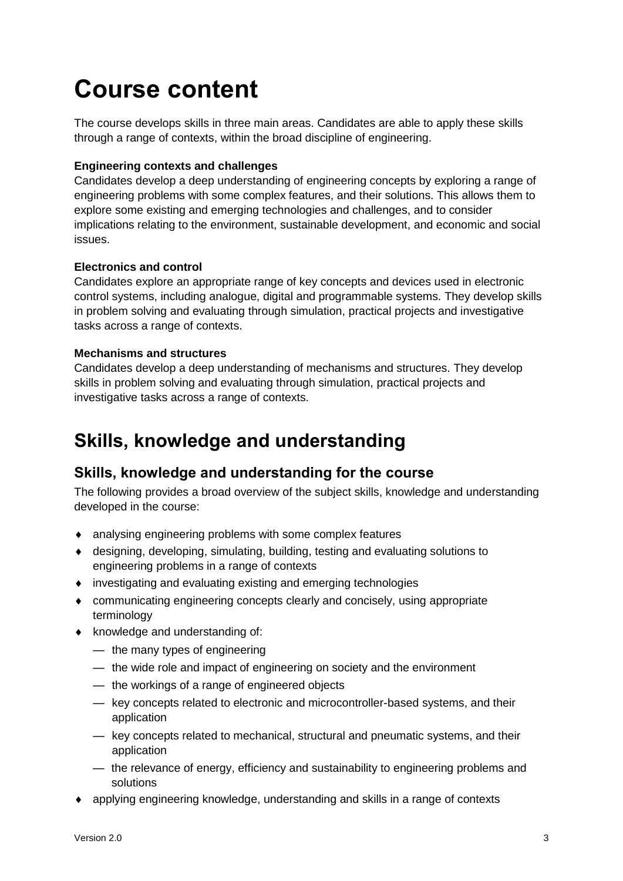# Course content

The course develops skills in three main areas. Candidates are able to apply these skills through a range of contexts, within the broad discipline of engineering.

**Engineering contexts and challenges**
Candidates develop a deep understanding of engineering concepts by exploring a range of engineering problems with some complex features, and their solutions. This allows them to explore some existing and emerging technologies and challenges, and to consider implications relating to the environment, sustainable development, and economic and social issues.

**Electronics and control**
Candidates explore an appropriate range of key concepts and devices used in electronic control systems, including analogue, digital and programmable systems. They develop skills in problem solving and evaluating through simulation, practical projects and investigative tasks across a range of contexts.

**Mechanisms and structures**
Candidates develop a deep understanding of mechanisms and structures. They develop skills in problem solving and evaluating through simulation, practical projects and investigative tasks across a range of contexts.

# Skills, knowledge and understanding

## Skills, knowledge and understanding for the course

The following provides a broad overview of the subject skills, knowledge and understanding developed in the course:

- analysing engineering problems with some complex features
- designing, developing, simulating, building, testing and evaluating solutions to engineering problems in a range of contexts
- investigating and evaluating existing and emerging technologies
- communicating engineering concepts clearly and concisely, using appropriate terminology
- knowledge and understanding of:
  - the many types of engineering
  - the wide role and impact of engineering on society and the environment
  - the workings of a range of engineered objects
  - key concepts related to electronic and microcontroller-based systems, and their application
  - key concepts related to mechanical, structural and pneumatic systems, and their application
  - the relevance of energy, efficiency and sustainability to engineering problems and solutions
- applying engineering knowledge, understanding and skills in a range of contexts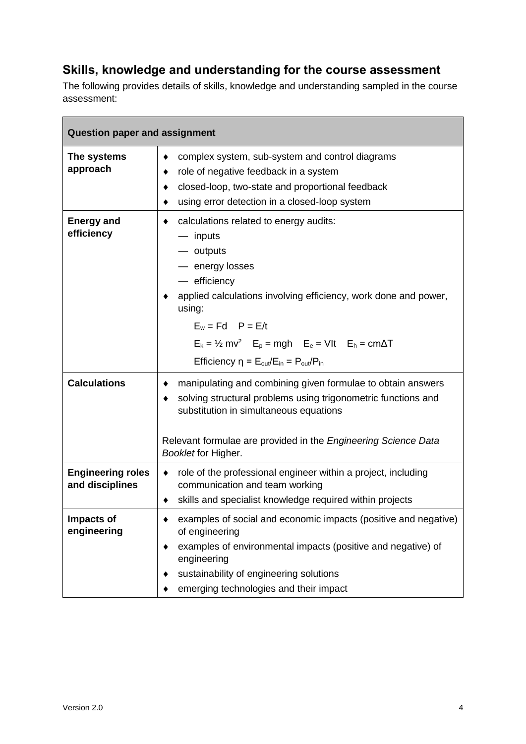## Skills, knowledge and understanding for the course assessment

The following provides details of skills, knowledge and understanding sampled in the course assessment:

| Question paper and assignment | |
|---|---|
| **The systems approach** | ♦ complex system, sub-system and control diagrams<br>♦ role of negative feedback in a system<br>♦ closed-loop, two-state and proportional feedback<br>♦ using error detection in a closed-loop system |
| **Energy and efficiency** | ♦ calculations related to energy audits:<br>— inputs<br>— outputs<br>— energy losses<br>— efficiency<br>♦ applied calculations involving efficiency, work done and power, using:<br>$E_w = Fd \quad P = E/t$<br>$E_k = ½ mv^2 \quad E_p = mgh \quad E_e = VIt \quad E_h = cm\Delta T$<br>Efficiency $\eta = E_{out}/E_{in} = P_{out}/P_{in}$ |
| **Calculations** | ♦ manipulating and combining given formulae to obtain answers<br>♦ solving structural problems using trigonometric functions and substitution in simultaneous equations<br><br>Relevant formulae are provided in the *Engineering Science Data Booklet* for Higher. |
| **Engineering roles and disciplines** | ♦ role of the professional engineer within a project, including communication and team working<br>♦ skills and specialist knowledge required within projects |
| **Impacts of engineering** | ♦ examples of social and economic impacts (positive and negative) of engineering<br>♦ examples of environmental impacts (positive and negative) of engineering<br>♦ sustainability of engineering solutions<br>♦ emerging technologies and their impact |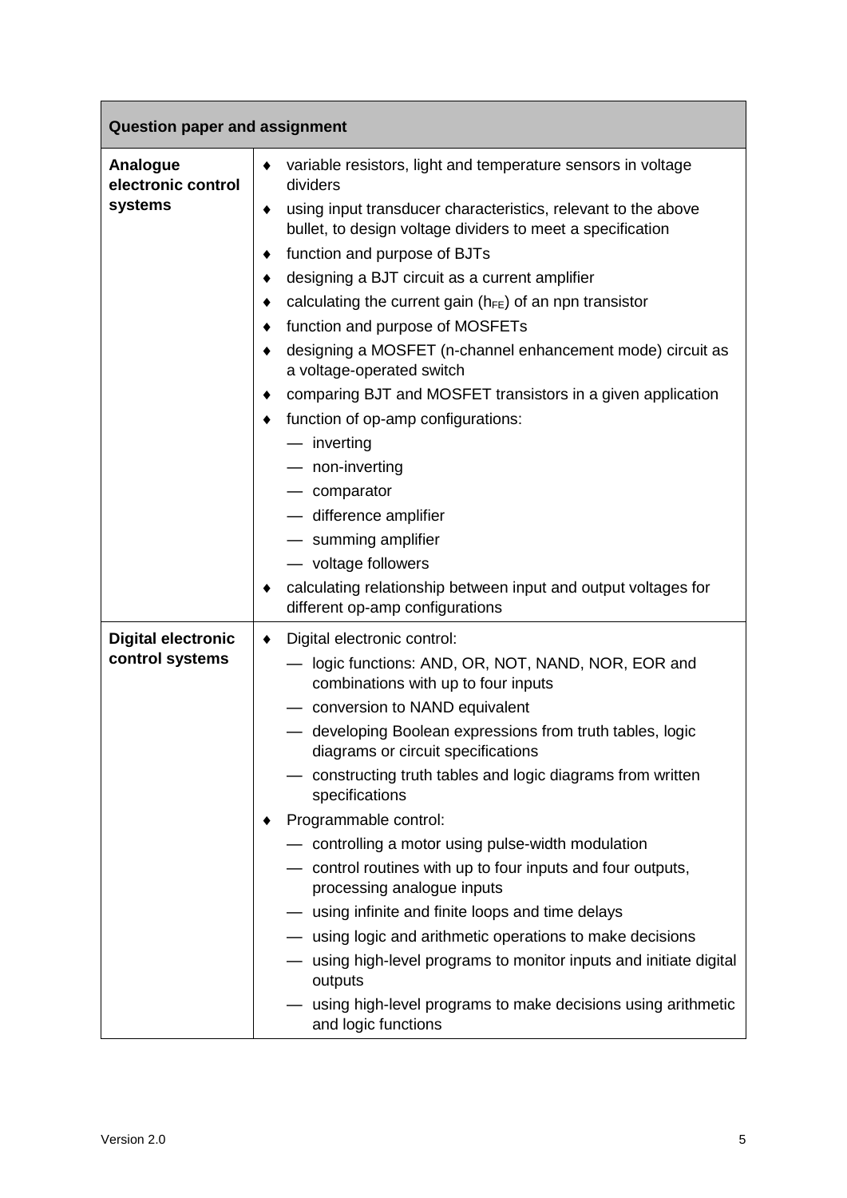| Question paper and assignment | |
|---|---|
| **Analogue electronic control systems** | ♦ variable resistors, light and temperature sensors in voltage dividers<br>♦ using input transducer characteristics, relevant to the above bullet, to design voltage dividers to meet a specification<br>♦ function and purpose of BJTs<br>♦ designing a BJT circuit as a current amplifier<br>♦ calculating the current gain ($h_{FE}$) of an npn transistor<br>♦ function and purpose of MOSFETs<br>♦ designing a MOSFET (n-channel enhancement mode) circuit as a voltage-operated switch<br>♦ comparing BJT and MOSFET transistors in a given application<br>♦ function of op-amp configurations:<br>— inverting<br>— non-inverting<br>— comparator<br>— difference amplifier<br>— summing amplifier<br>— voltage followers<br>♦ calculating relationship between input and output voltages for different op-amp configurations |
| **Digital electronic control systems** | ♦ Digital electronic control:<br>— logic functions: AND, OR, NOT, NAND, NOR, EOR and combinations with up to four inputs<br>— conversion to NAND equivalent<br>— developing Boolean expressions from truth tables, logic diagrams or circuit specifications<br>— constructing truth tables and logic diagrams from written specifications<br>♦ Programmable control:<br>— controlling a motor using pulse-width modulation<br>— control routines with up to four inputs and four outputs, processing analogue inputs<br>— using infinite and finite loops and time delays<br>— using logic and arithmetic operations to make decisions<br>— using high-level programs to monitor inputs and initiate digital outputs<br>— using high-level programs to make decisions using arithmetic and logic functions |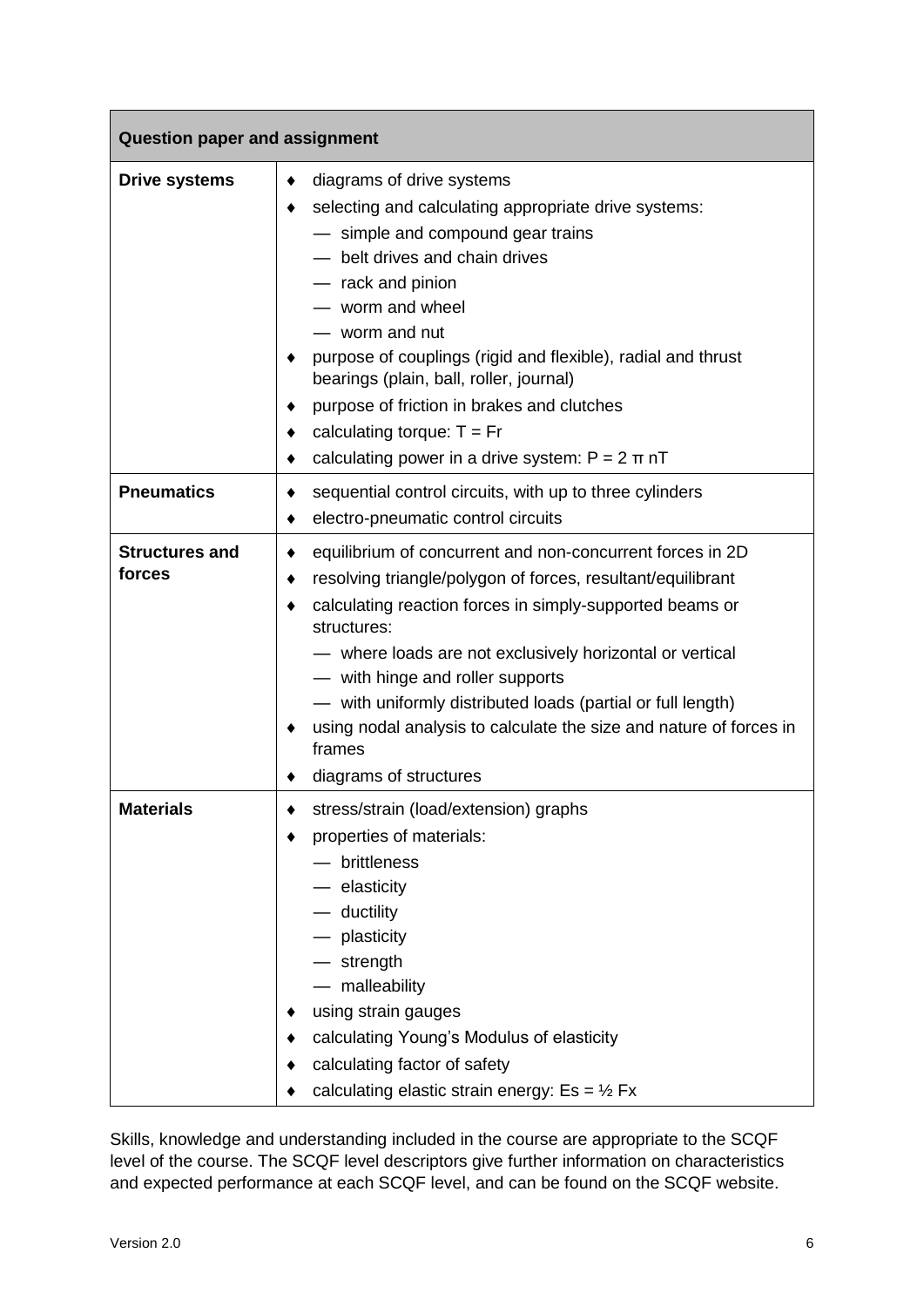| Question paper and assignment | |
|---|---|
| **Drive systems** | ♦ diagrams of drive systems<br>♦ selecting and calculating appropriate drive systems:<br>— simple and compound gear trains<br>— belt drives and chain drives<br>— rack and pinion<br>— worm and wheel<br>— worm and nut<br>♦ purpose of couplings (rigid and flexible), radial and thrust bearings (plain, ball, roller, journal)<br>♦ purpose of friction in brakes and clutches<br>♦ calculating torque: $T = Fr$<br>♦ calculating power in a drive system: $P = 2 \pi nT$ |
| **Pneumatics** | ♦ sequential control circuits, with up to three cylinders<br>♦ electro-pneumatic control circuits |
| **Structures and forces** | ♦ equilibrium of concurrent and non-concurrent forces in 2D<br>♦ resolving triangle/polygon of forces, resultant/equilibrant<br>♦ calculating reaction forces in simply-supported beams or structures:<br>— where loads are not exclusively horizontal or vertical<br>— with hinge and roller supports<br>— with uniformly distributed loads (partial or full length)<br>♦ using nodal analysis to calculate the size and nature of forces in frames<br>♦ diagrams of structures |
| **Materials** | ♦ stress/strain (load/extension) graphs<br>♦ properties of materials:<br>— brittleness<br>— elasticity<br>— ductility<br>— plasticity<br>— strength<br>— malleability<br>♦ using strain gauges<br>♦ calculating Young's Modulus of elasticity<br>♦ calculating factor of safety<br>♦ calculating elastic strain energy: $Es = \frac{1}{2} Fx$ |

Skills, knowledge and understanding included in the course are appropriate to the SCQF level of the course. The SCQF level descriptors give further information on characteristics and expected performance at each SCQF level, and can be found on the SCQF website.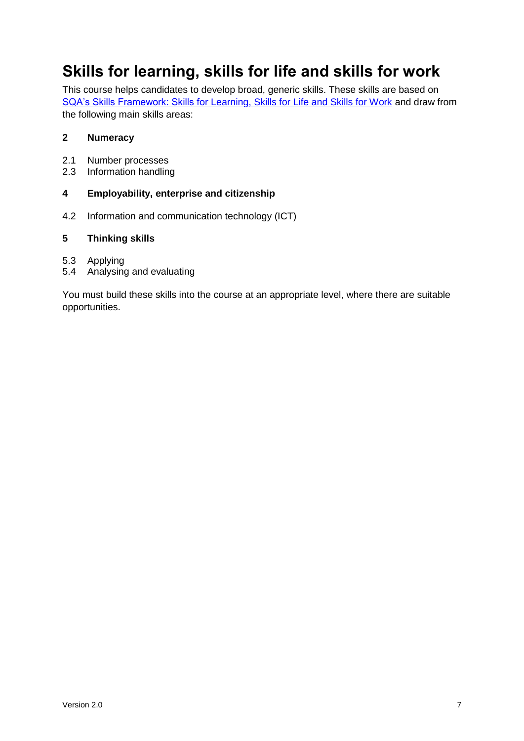# Skills for learning, skills for life and skills for work

This course helps candidates to develop broad, generic skills. These skills are based on SQA's Skills Framework: Skills for Learning, Skills for Life and Skills for Work and draw from the following main skills areas:

**2 Numeracy**

2.1 Number processes
2.3 Information handling

**4 Employability, enterprise and citizenship**

4.2 Information and communication technology (ICT)

**5 Thinking skills**

5.3 Applying
5.4 Analysing and evaluating

You must build these skills into the course at an appropriate level, where there are suitable opportunities.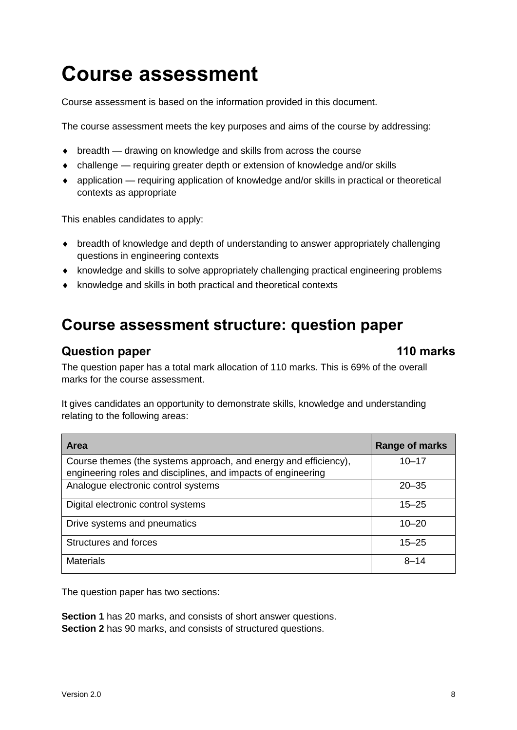# Course assessment

Course assessment is based on the information provided in this document.

The course assessment meets the key purposes and aims of the course by addressing:

- breadth — drawing on knowledge and skills from across the course
- challenge — requiring greater depth or extension of knowledge and/or skills
- application — requiring application of knowledge and/or skills in practical or theoretical contexts as appropriate

This enables candidates to apply:

- breadth of knowledge and depth of understanding to answer appropriately challenging questions in engineering contexts
- knowledge and skills to solve appropriately challenging practical engineering problems
- knowledge and skills in both practical and theoretical contexts

## Course assessment structure: question paper

### Question paper — 110 marks

The question paper has a total mark allocation of 110 marks. This is 69% of the overall marks for the course assessment.

It gives candidates an opportunity to demonstrate skills, knowledge and understanding relating to the following areas:

| Area | Range of marks |
|---|---|
| Course themes (the systems approach, and energy and efficiency), engineering roles and disciplines, and impacts of engineering | 10–17 |
| Analogue electronic control systems | 20–35 |
| Digital electronic control systems | 15–25 |
| Drive systems and pneumatics | 10–20 |
| Structures and forces | 15–25 |
| Materials | 8–14 |

The question paper has two sections:

**Section 1** has 20 marks, and consists of short answer questions.
**Section 2** has 90 marks, and consists of structured questions.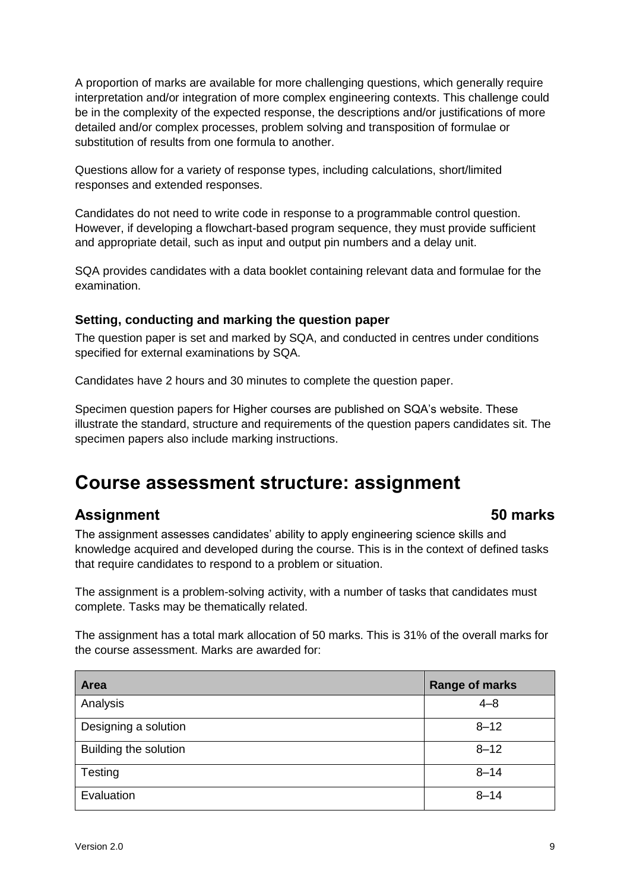A proportion of marks are available for more challenging questions, which generally require interpretation and/or integration of more complex engineering contexts. This challenge could be in the complexity of the expected response, the descriptions and/or justifications of more detailed and/or complex processes, problem solving and transposition of formulae or substitution of results from one formula to another.

Questions allow for a variety of response types, including calculations, short/limited responses and extended responses.

Candidates do not need to write code in response to a programmable control question. However, if developing a flowchart-based program sequence, they must provide sufficient and appropriate detail, such as input and output pin numbers and a delay unit.

SQA provides candidates with a data booklet containing relevant data and formulae for the examination.

### Setting, conducting and marking the question paper

The question paper is set and marked by SQA, and conducted in centres under conditions specified for external examinations by SQA.

Candidates have 2 hours and 30 minutes to complete the question paper.

Specimen question papers for Higher courses are published on SQA's website. These illustrate the standard, structure and requirements of the question papers candidates sit. The specimen papers also include marking instructions.

# Course assessment structure: assignment

## Assignment 50 marks

The assignment assesses candidates' ability to apply engineering science skills and knowledge acquired and developed during the course. This is in the context of defined tasks that require candidates to respond to a problem or situation.

The assignment is a problem-solving activity, with a number of tasks that candidates must complete. Tasks may be thematically related.

The assignment has a total mark allocation of 50 marks. This is 31% of the overall marks for the course assessment. Marks are awarded for:

| Area | Range of marks |
|---|---|
| Analysis | 4–8 |
| Designing a solution | 8–12 |
| Building the solution | 8–12 |
| Testing | 8–14 |
| Evaluation | 8–14 |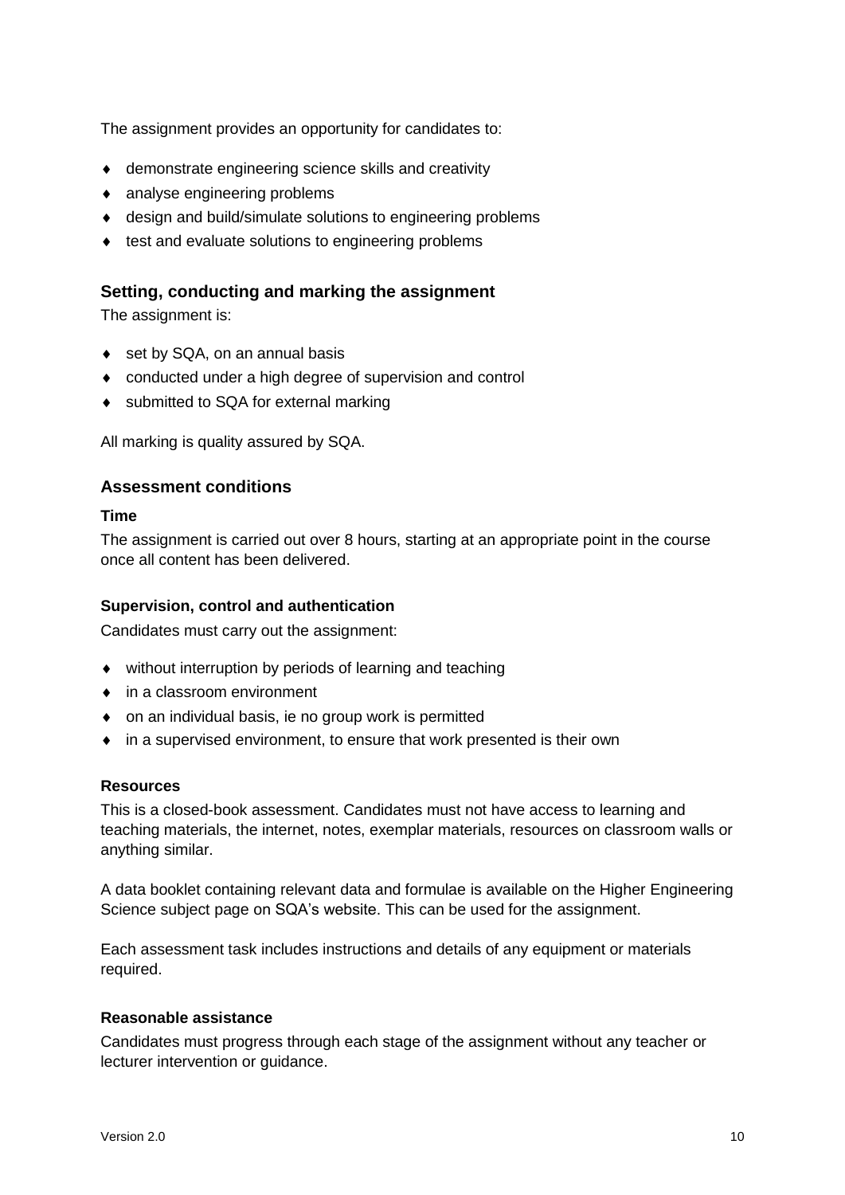The assignment provides an opportunity for candidates to:

- demonstrate engineering science skills and creativity
- analyse engineering problems
- design and build/simulate solutions to engineering problems
- test and evaluate solutions to engineering problems

## Setting, conducting and marking the assignment

The assignment is:

- set by SQA, on an annual basis
- conducted under a high degree of supervision and control
- submitted to SQA for external marking

All marking is quality assured by SQA.

## Assessment conditions

### Time

The assignment is carried out over 8 hours, starting at an appropriate point in the course once all content has been delivered.

### Supervision, control and authentication

Candidates must carry out the assignment:

- without interruption by periods of learning and teaching
- in a classroom environment
- on an individual basis, ie no group work is permitted
- in a supervised environment, to ensure that work presented is their own

### Resources

This is a closed-book assessment. Candidates must not have access to learning and teaching materials, the internet, notes, exemplar materials, resources on classroom walls or anything similar.

A data booklet containing relevant data and formulae is available on the Higher Engineering Science subject page on SQA's website. This can be used for the assignment.

Each assessment task includes instructions and details of any equipment or materials required.

### Reasonable assistance

Candidates must progress through each stage of the assignment without any teacher or lecturer intervention or guidance.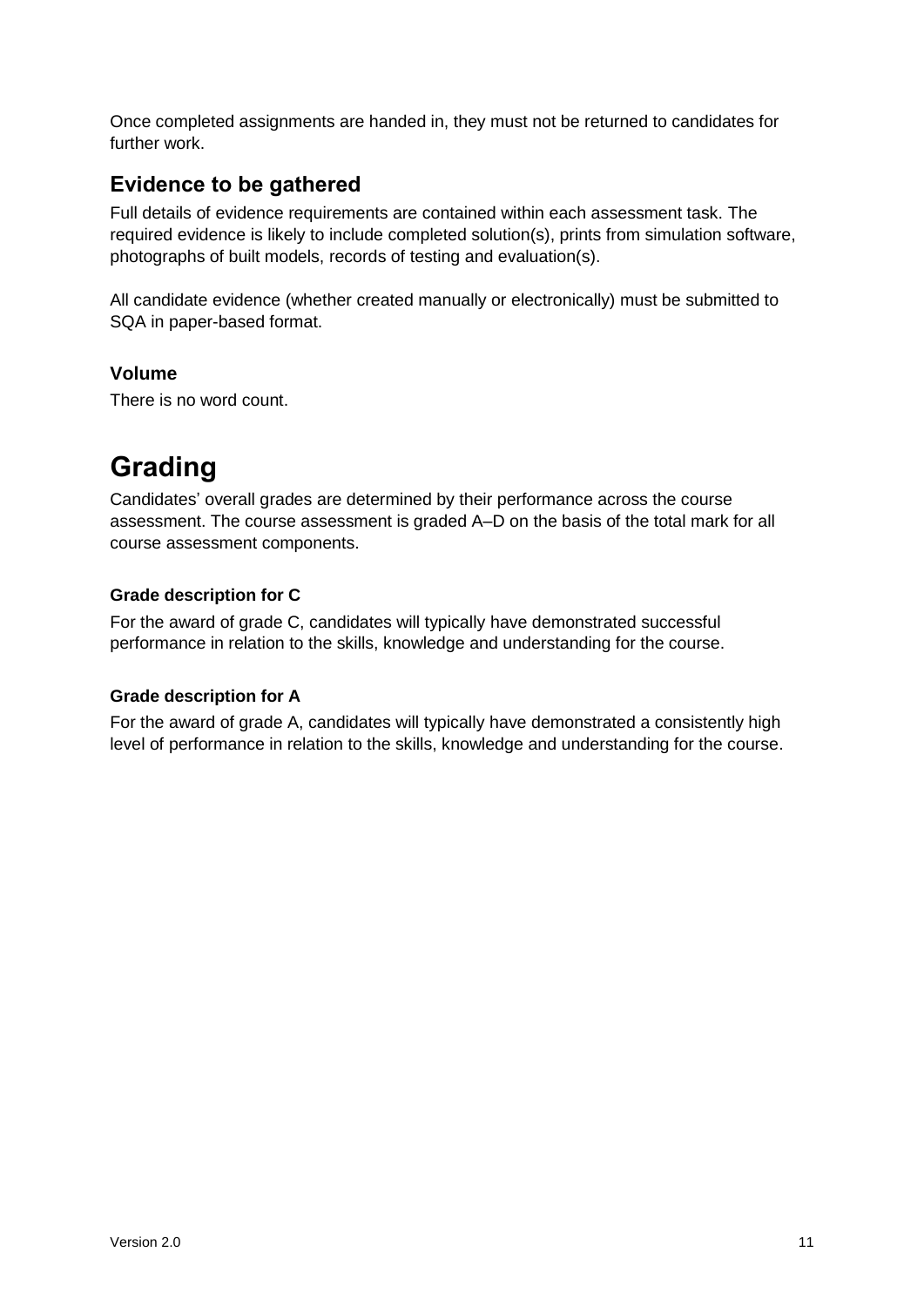Once completed assignments are handed in, they must not be returned to candidates for further work.

## Evidence to be gathered

Full details of evidence requirements are contained within each assessment task. The required evidence is likely to include completed solution(s), prints from simulation software, photographs of built models, records of testing and evaluation(s).

All candidate evidence (whether created manually or electronically) must be submitted to SQA in paper-based format.

### Volume

There is no word count.

# Grading

Candidates' overall grades are determined by their performance across the course assessment. The course assessment is graded A–D on the basis of the total mark for all course assessment components.

#### Grade description for C

For the award of grade C, candidates will typically have demonstrated successful performance in relation to the skills, knowledge and understanding for the course.

#### Grade description for A

For the award of grade A, candidates will typically have demonstrated a consistently high level of performance in relation to the skills, knowledge and understanding for the course.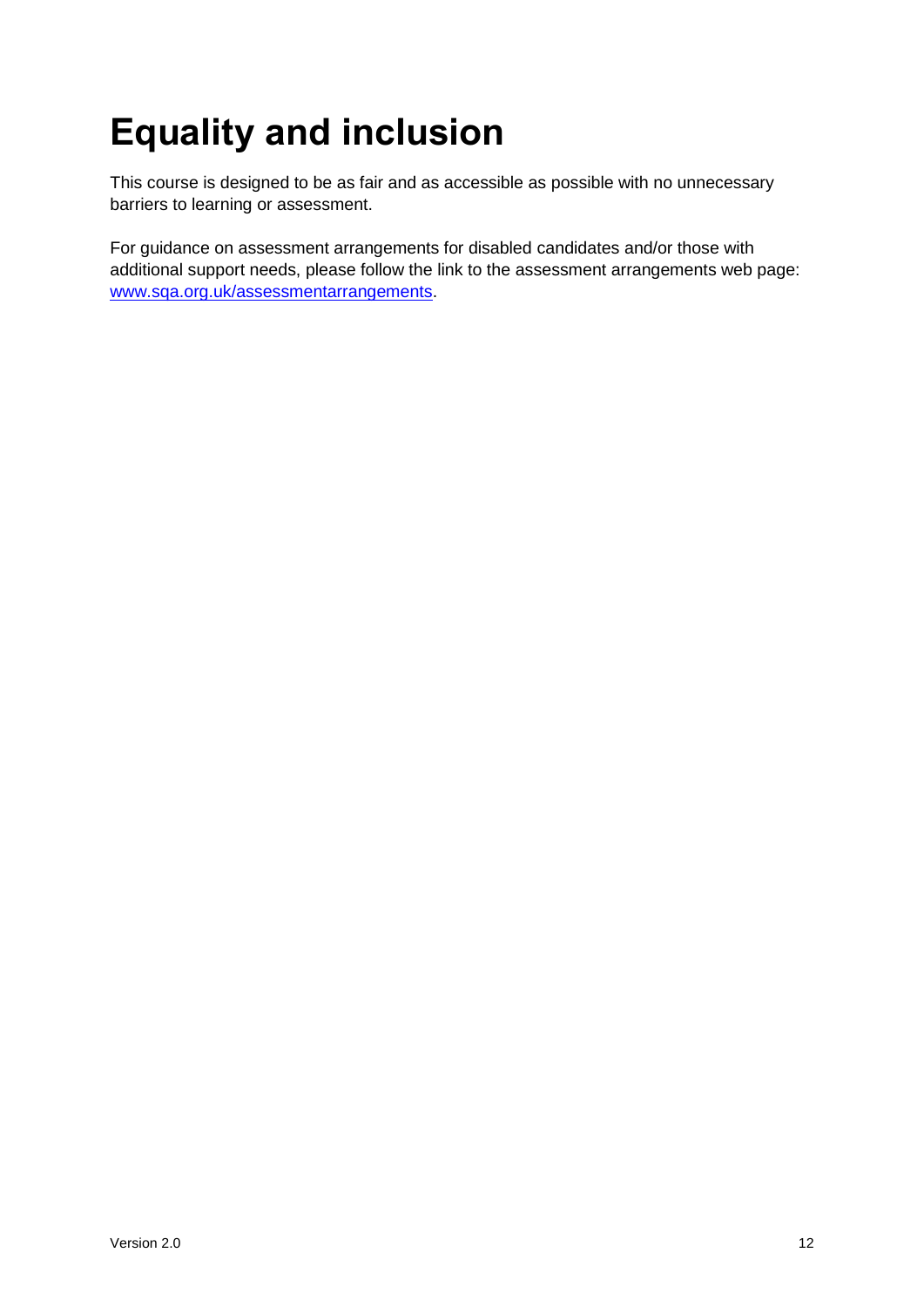# Equality and inclusion

This course is designed to be as fair and as accessible as possible with no unnecessary barriers to learning or assessment.

For guidance on assessment arrangements for disabled candidates and/or those with additional support needs, please follow the link to the assessment arrangements web page: [www.sqa.org.uk/assessmentarrangements](http://www.sqa.org.uk/assessmentarrangements).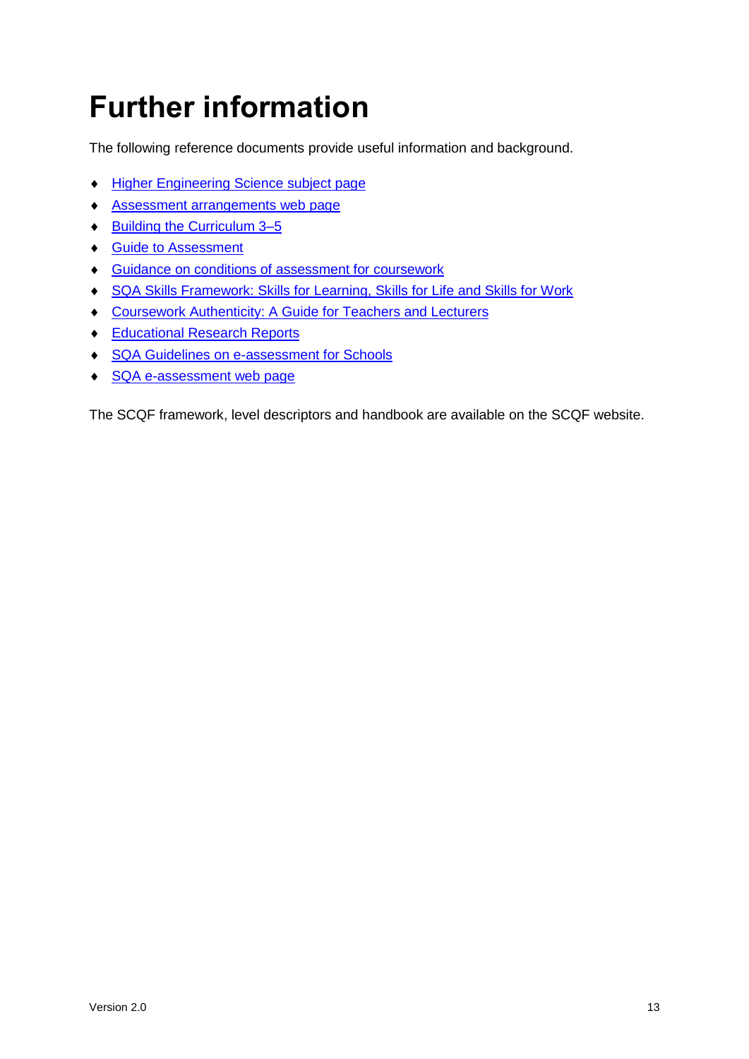# Further information

The following reference documents provide useful information and background.

- Higher Engineering Science subject page
- Assessment arrangements web page
- Building the Curriculum 3–5
- Guide to Assessment
- Guidance on conditions of assessment for coursework
- SQA Skills Framework: Skills for Learning, Skills for Life and Skills for Work
- Coursework Authenticity: A Guide for Teachers and Lecturers
- Educational Research Reports
- SQA Guidelines on e-assessment for Schools
- SQA e-assessment web page

The SCQF framework, level descriptors and handbook are available on the SCQF website.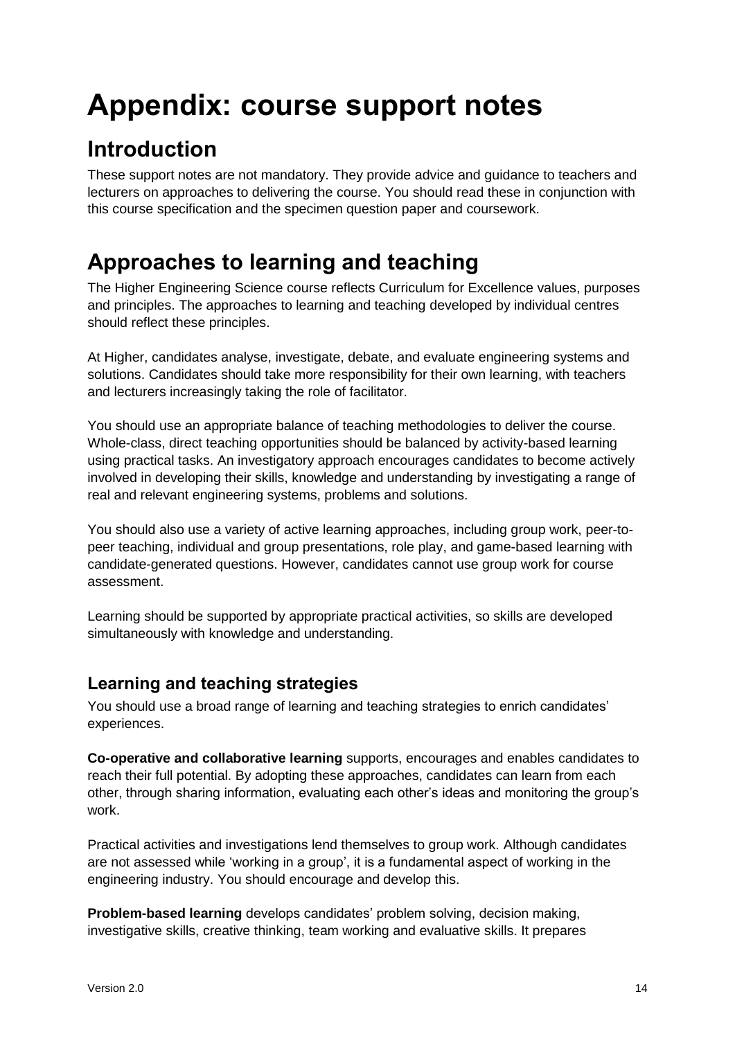# Appendix: course support notes

## Introduction

These support notes are not mandatory. They provide advice and guidance to teachers and lecturers on approaches to delivering the course. You should read these in conjunction with this course specification and the specimen question paper and coursework.

## Approaches to learning and teaching

The Higher Engineering Science course reflects Curriculum for Excellence values, purposes and principles. The approaches to learning and teaching developed by individual centres should reflect these principles.

At Higher, candidates analyse, investigate, debate, and evaluate engineering systems and solutions. Candidates should take more responsibility for their own learning, with teachers and lecturers increasingly taking the role of facilitator.

You should use an appropriate balance of teaching methodologies to deliver the course. Whole-class, direct teaching opportunities should be balanced by activity-based learning using practical tasks. An investigatory approach encourages candidates to become actively involved in developing their skills, knowledge and understanding by investigating a range of real and relevant engineering systems, problems and solutions.

You should also use a variety of active learning approaches, including group work, peer-to-peer teaching, individual and group presentations, role play, and game-based learning with candidate-generated questions. However, candidates cannot use group work for course assessment.

Learning should be supported by appropriate practical activities, so skills are developed simultaneously with knowledge and understanding.

### Learning and teaching strategies

You should use a broad range of learning and teaching strategies to enrich candidates' experiences.

**Co-operative and collaborative learning** supports, encourages and enables candidates to reach their full potential. By adopting these approaches, candidates can learn from each other, through sharing information, evaluating each other's ideas and monitoring the group's work.

Practical activities and investigations lend themselves to group work. Although candidates are not assessed while 'working in a group', it is a fundamental aspect of working in the engineering industry. You should encourage and develop this.

**Problem-based learning** develops candidates' problem solving, decision making, investigative skills, creative thinking, team working and evaluative skills. It prepares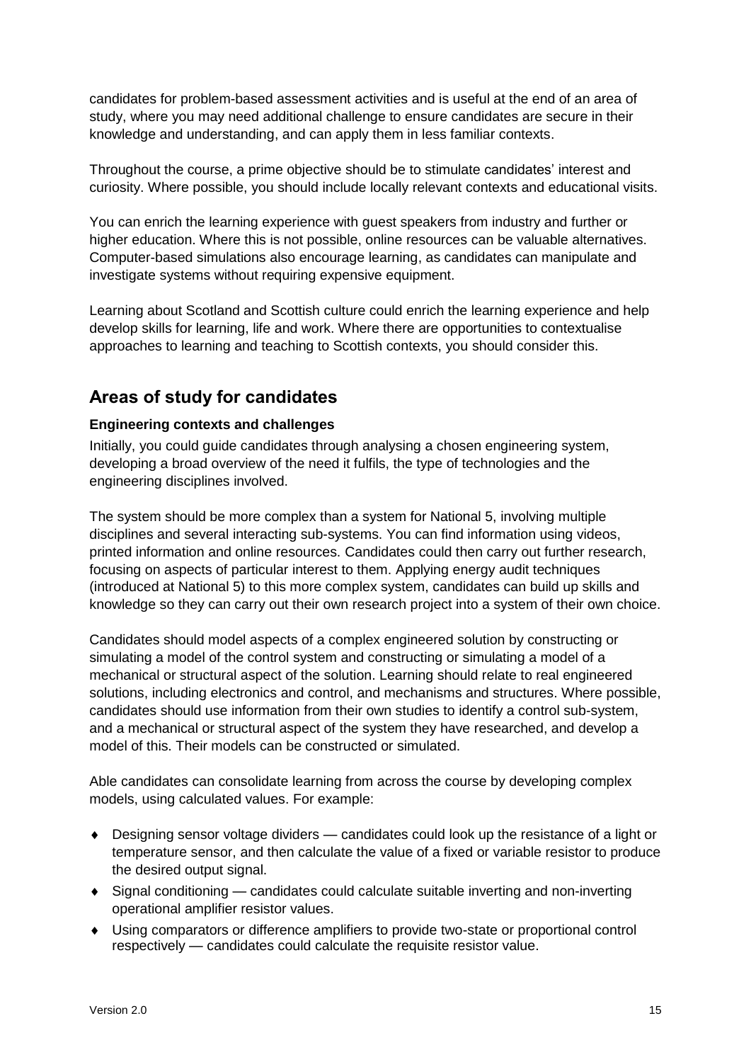candidates for problem-based assessment activities and is useful at the end of an area of study, where you may need additional challenge to ensure candidates are secure in their knowledge and understanding, and can apply them in less familiar contexts.

Throughout the course, a prime objective should be to stimulate candidates' interest and curiosity. Where possible, you should include locally relevant contexts and educational visits.

You can enrich the learning experience with guest speakers from industry and further or higher education. Where this is not possible, online resources can be valuable alternatives. Computer-based simulations also encourage learning, as candidates can manipulate and investigate systems without requiring expensive equipment.

Learning about Scotland and Scottish culture could enrich the learning experience and help develop skills for learning, life and work. Where there are opportunities to contextualise approaches to learning and teaching to Scottish contexts, you should consider this.

## Areas of study for candidates

**Engineering contexts and challenges**

Initially, you could guide candidates through analysing a chosen engineering system, developing a broad overview of the need it fulfils, the type of technologies and the engineering disciplines involved.

The system should be more complex than a system for National 5, involving multiple disciplines and several interacting sub-systems. You can find information using videos, printed information and online resources. Candidates could then carry out further research, focusing on aspects of particular interest to them. Applying energy audit techniques (introduced at National 5) to this more complex system, candidates can build up skills and knowledge so they can carry out their own research project into a system of their own choice.

Candidates should model aspects of a complex engineered solution by constructing or simulating a model of the control system and constructing or simulating a model of a mechanical or structural aspect of the solution. Learning should relate to real engineered solutions, including electronics and control, and mechanisms and structures. Where possible, candidates should use information from their own studies to identify a control sub-system, and a mechanical or structural aspect of the system they have researched, and develop a model of this. Their models can be constructed or simulated.

Able candidates can consolidate learning from across the course by developing complex models, using calculated values. For example:

- Designing sensor voltage dividers — candidates could look up the resistance of a light or temperature sensor, and then calculate the value of a fixed or variable resistor to produce the desired output signal.
- Signal conditioning — candidates could calculate suitable inverting and non-inverting operational amplifier resistor values.
- Using comparators or difference amplifiers to provide two-state or proportional control respectively — candidates could calculate the requisite resistor value.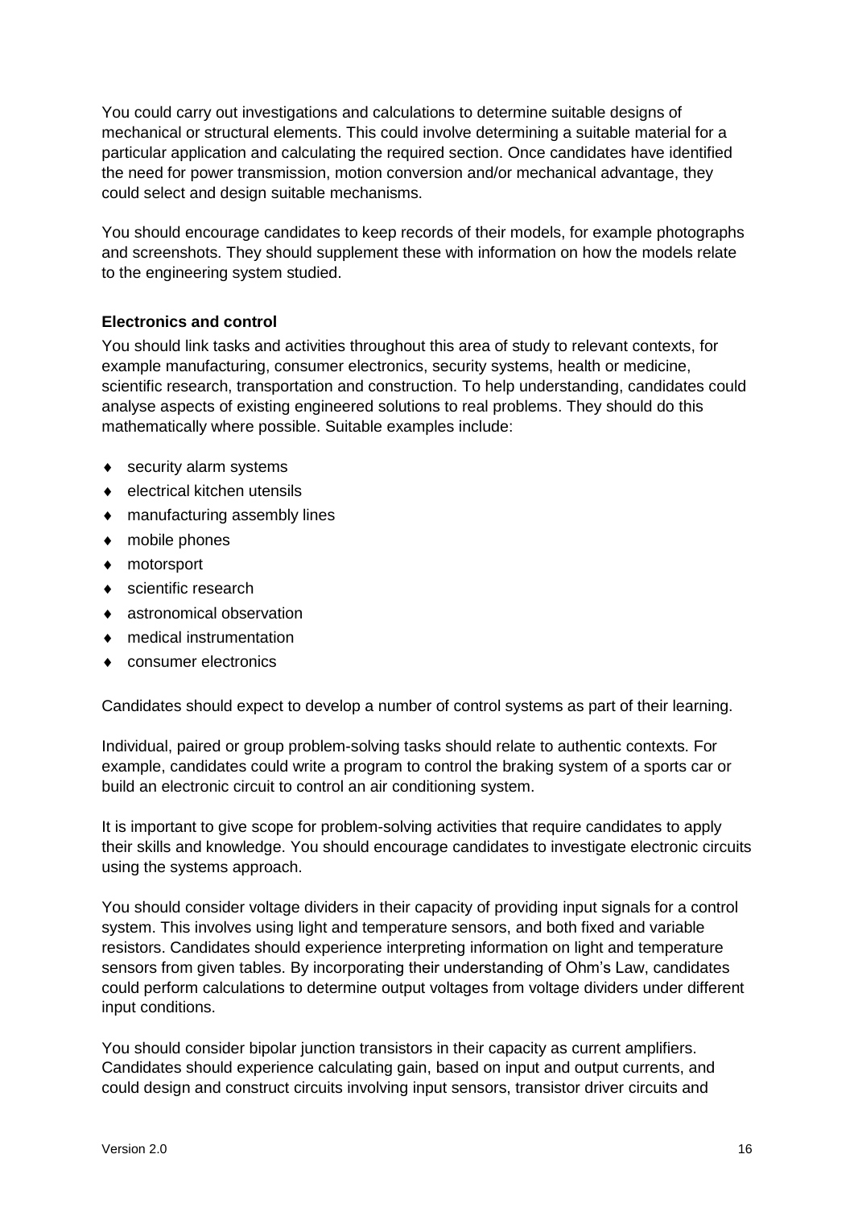You could carry out investigations and calculations to determine suitable designs of mechanical or structural elements. This could involve determining a suitable material for a particular application and calculating the required section. Once candidates have identified the need for power transmission, motion conversion and/or mechanical advantage, they could select and design suitable mechanisms.

You should encourage candidates to keep records of their models, for example photographs and screenshots. They should supplement these with information on how the models relate to the engineering system studied.

**Electronics and control**

You should link tasks and activities throughout this area of study to relevant contexts, for example manufacturing, consumer electronics, security systems, health or medicine, scientific research, transportation and construction. To help understanding, candidates could analyse aspects of existing engineered solutions to real problems. They should do this mathematically where possible. Suitable examples include:

- security alarm systems
- electrical kitchen utensils
- manufacturing assembly lines
- mobile phones
- motorsport
- scientific research
- astronomical observation
- medical instrumentation
- consumer electronics

Candidates should expect to develop a number of control systems as part of their learning.

Individual, paired or group problem-solving tasks should relate to authentic contexts. For example, candidates could write a program to control the braking system of a sports car or build an electronic circuit to control an air conditioning system.

It is important to give scope for problem-solving activities that require candidates to apply their skills and knowledge. You should encourage candidates to investigate electronic circuits using the systems approach.

You should consider voltage dividers in their capacity of providing input signals for a control system. This involves using light and temperature sensors, and both fixed and variable resistors. Candidates should experience interpreting information on light and temperature sensors from given tables. By incorporating their understanding of Ohm's Law, candidates could perform calculations to determine output voltages from voltage dividers under different input conditions.

You should consider bipolar junction transistors in their capacity as current amplifiers. Candidates should experience calculating gain, based on input and output currents, and could design and construct circuits involving input sensors, transistor driver circuits and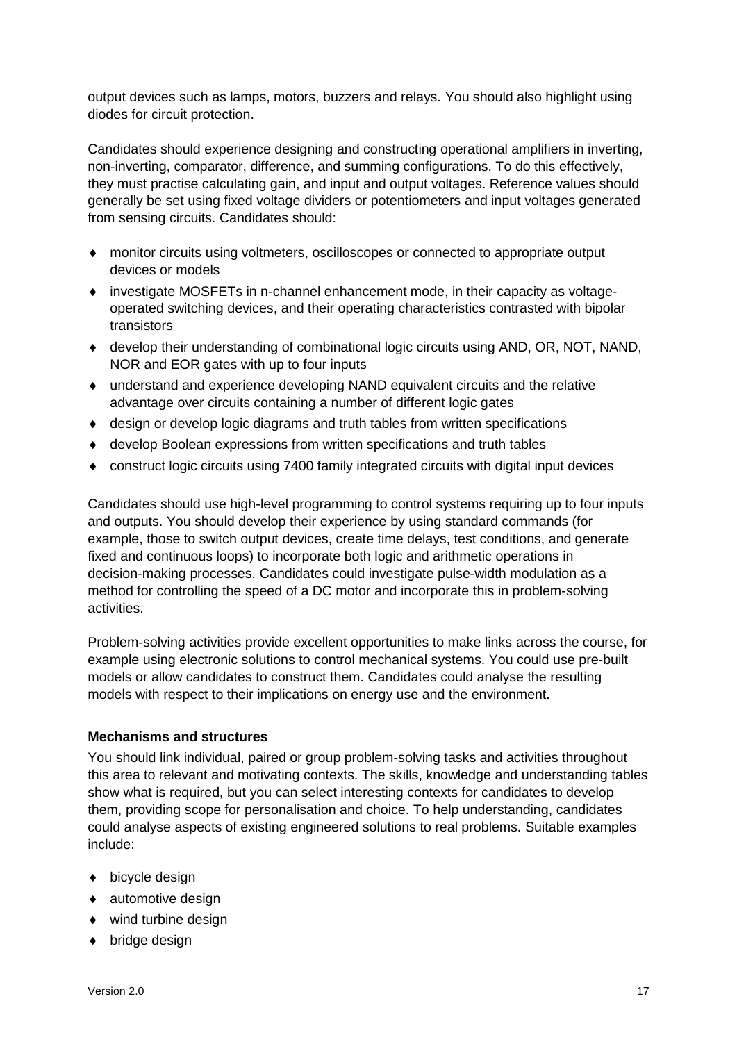output devices such as lamps, motors, buzzers and relays. You should also highlight using diodes for circuit protection.

Candidates should experience designing and constructing operational amplifiers in inverting, non-inverting, comparator, difference, and summing configurations. To do this effectively, they must practise calculating gain, and input and output voltages. Reference values should generally be set using fixed voltage dividers or potentiometers and input voltages generated from sensing circuits. Candidates should:

- monitor circuits using voltmeters, oscilloscopes or connected to appropriate output devices or models
- investigate MOSFETs in n-channel enhancement mode, in their capacity as voltage-operated switching devices, and their operating characteristics contrasted with bipolar transistors
- develop their understanding of combinational logic circuits using AND, OR, NOT, NAND, NOR and EOR gates with up to four inputs
- understand and experience developing NAND equivalent circuits and the relative advantage over circuits containing a number of different logic gates
- design or develop logic diagrams and truth tables from written specifications
- develop Boolean expressions from written specifications and truth tables
- construct logic circuits using 7400 family integrated circuits with digital input devices

Candidates should use high-level programming to control systems requiring up to four inputs and outputs. You should develop their experience by using standard commands (for example, those to switch output devices, create time delays, test conditions, and generate fixed and continuous loops) to incorporate both logic and arithmetic operations in decision-making processes. Candidates could investigate pulse-width modulation as a method for controlling the speed of a DC motor and incorporate this in problem-solving activities.

Problem-solving activities provide excellent opportunities to make links across the course, for example using electronic solutions to control mechanical systems. You could use pre-built models or allow candidates to construct them. Candidates could analyse the resulting models with respect to their implications on energy use and the environment.

**Mechanisms and structures**

You should link individual, paired or group problem-solving tasks and activities throughout this area to relevant and motivating contexts. The skills, knowledge and understanding tables show what is required, but you can select interesting contexts for candidates to develop them, providing scope for personalisation and choice. To help understanding, candidates could analyse aspects of existing engineered solutions to real problems. Suitable examples include:

- bicycle design
- automotive design
- wind turbine design
- bridge design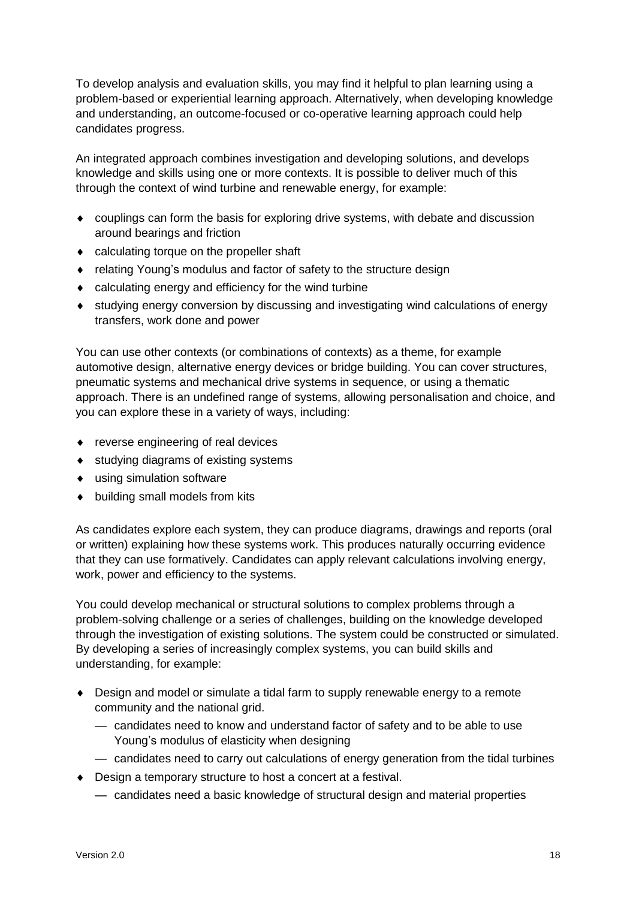To develop analysis and evaluation skills, you may find it helpful to plan learning using a problem-based or experiential learning approach. Alternatively, when developing knowledge and understanding, an outcome-focused or co-operative learning approach could help candidates progress.

An integrated approach combines investigation and developing solutions, and develops knowledge and skills using one or more contexts. It is possible to deliver much of this through the context of wind turbine and renewable energy, for example:

- couplings can form the basis for exploring drive systems, with debate and discussion around bearings and friction
- calculating torque on the propeller shaft
- relating Young's modulus and factor of safety to the structure design
- calculating energy and efficiency for the wind turbine
- studying energy conversion by discussing and investigating wind calculations of energy transfers, work done and power

You can use other contexts (or combinations of contexts) as a theme, for example automotive design, alternative energy devices or bridge building. You can cover structures, pneumatic systems and mechanical drive systems in sequence, or using a thematic approach. There is an undefined range of systems, allowing personalisation and choice, and you can explore these in a variety of ways, including:

- reverse engineering of real devices
- studying diagrams of existing systems
- using simulation software
- building small models from kits

As candidates explore each system, they can produce diagrams, drawings and reports (oral or written) explaining how these systems work. This produces naturally occurring evidence that they can use formatively. Candidates can apply relevant calculations involving energy, work, power and efficiency to the systems.

You could develop mechanical or structural solutions to complex problems through a problem-solving challenge or a series of challenges, building on the knowledge developed through the investigation of existing solutions. The system could be constructed or simulated. By developing a series of increasingly complex systems, you can build skills and understanding, for example:

- Design and model or simulate a tidal farm to supply renewable energy to a remote community and the national grid.
  - candidates need to know and understand factor of safety and to be able to use Young's modulus of elasticity when designing
  - candidates need to carry out calculations of energy generation from the tidal turbines
- Design a temporary structure to host a concert at a festival.
  - candidates need a basic knowledge of structural design and material properties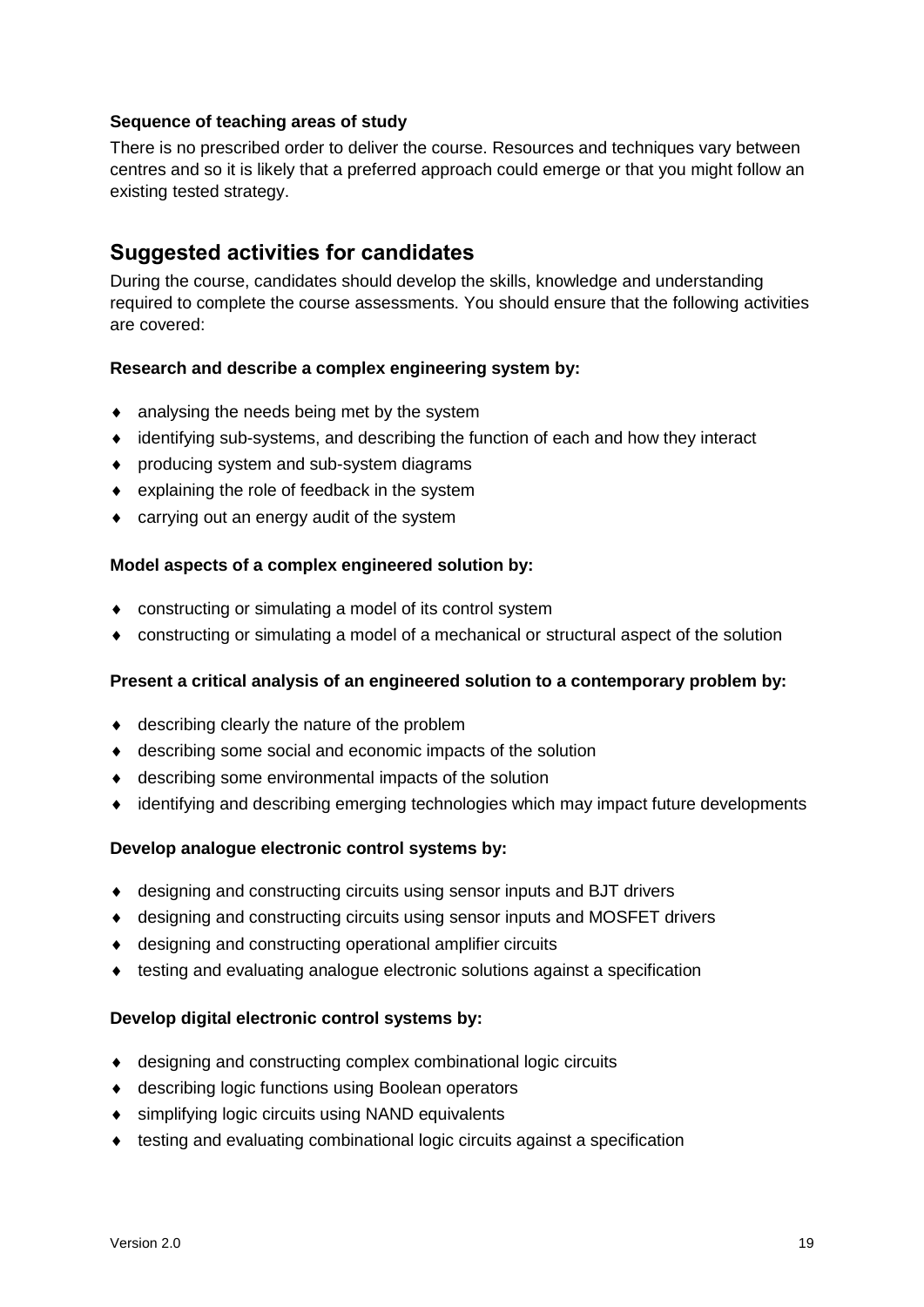**Sequence of teaching areas of study**

There is no prescribed order to deliver the course. Resources and techniques vary between centres and so it is likely that a preferred approach could emerge or that you might follow an existing tested strategy.

## Suggested activities for candidates

During the course, candidates should develop the skills, knowledge and understanding required to complete the course assessments. You should ensure that the following activities are covered:

**Research and describe a complex engineering system by:**

- analysing the needs being met by the system
- identifying sub-systems, and describing the function of each and how they interact
- producing system and sub-system diagrams
- explaining the role of feedback in the system
- carrying out an energy audit of the system

**Model aspects of a complex engineered solution by:**

- constructing or simulating a model of its control system
- constructing or simulating a model of a mechanical or structural aspect of the solution

**Present a critical analysis of an engineered solution to a contemporary problem by:**

- describing clearly the nature of the problem
- describing some social and economic impacts of the solution
- describing some environmental impacts of the solution
- identifying and describing emerging technologies which may impact future developments

**Develop analogue electronic control systems by:**

- designing and constructing circuits using sensor inputs and BJT drivers
- designing and constructing circuits using sensor inputs and MOSFET drivers
- designing and constructing operational amplifier circuits
- testing and evaluating analogue electronic solutions against a specification

**Develop digital electronic control systems by:**

- designing and constructing complex combinational logic circuits
- describing logic functions using Boolean operators
- simplifying logic circuits using NAND equivalents
- testing and evaluating combinational logic circuits against a specification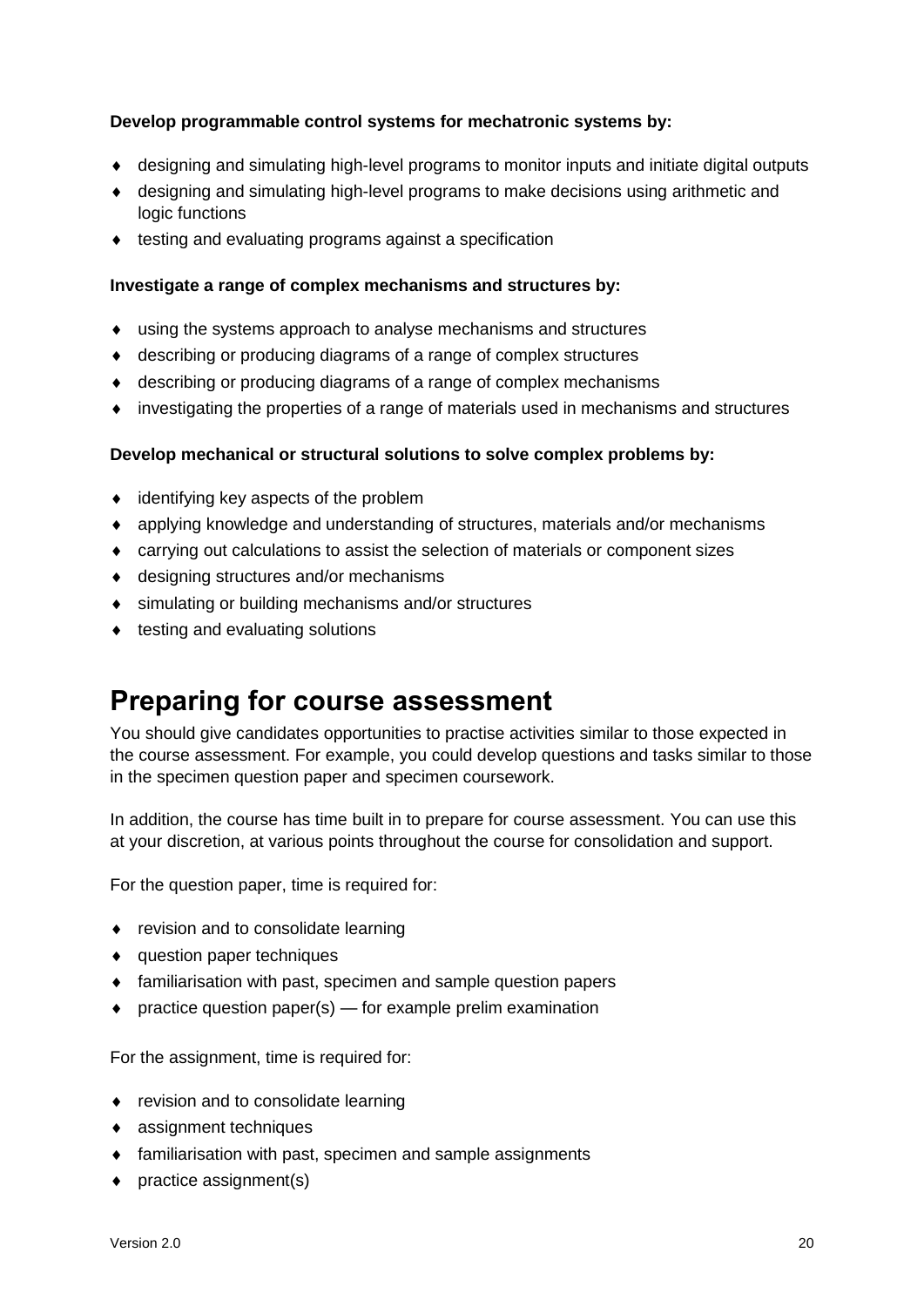**Develop programmable control systems for mechatronic systems by:**

- designing and simulating high-level programs to monitor inputs and initiate digital outputs
- designing and simulating high-level programs to make decisions using arithmetic and logic functions
- testing and evaluating programs against a specification

**Investigate a range of complex mechanisms and structures by:**

- using the systems approach to analyse mechanisms and structures
- describing or producing diagrams of a range of complex structures
- describing or producing diagrams of a range of complex mechanisms
- investigating the properties of a range of materials used in mechanisms and structures

**Develop mechanical or structural solutions to solve complex problems by:**

- identifying key aspects of the problem
- applying knowledge and understanding of structures, materials and/or mechanisms
- carrying out calculations to assist the selection of materials or component sizes
- designing structures and/or mechanisms
- simulating or building mechanisms and/or structures
- testing and evaluating solutions

# Preparing for course assessment

You should give candidates opportunities to practise activities similar to those expected in the course assessment. For example, you could develop questions and tasks similar to those in the specimen question paper and specimen coursework.

In addition, the course has time built in to prepare for course assessment. You can use this at your discretion, at various points throughout the course for consolidation and support.

For the question paper, time is required for:

- revision and to consolidate learning
- question paper techniques
- familiarisation with past, specimen and sample question papers
- practice question paper(s) — for example prelim examination

For the assignment, time is required for:

- revision and to consolidate learning
- assignment techniques
- familiarisation with past, specimen and sample assignments
- practice assignment(s)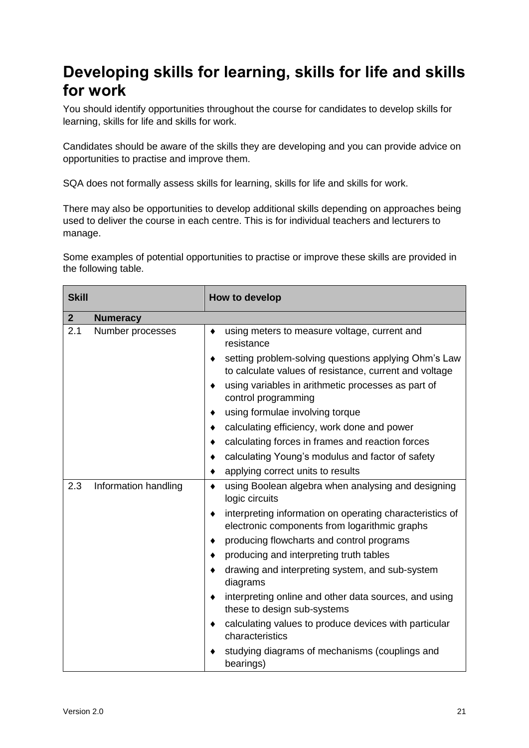# Developing skills for learning, skills for life and skills for work

You should identify opportunities throughout the course for candidates to develop skills for learning, skills for life and skills for work.

Candidates should be aware of the skills they are developing and you can provide advice on opportunities to practise and improve them.

SQA does not formally assess skills for learning, skills for life and skills for work.

There may also be opportunities to develop additional skills depending on approaches being used to deliver the course in each centre. This is for individual teachers and lecturers to manage.

Some examples of potential opportunities to practise or improve these skills are provided in the following table.

| Skill | | How to develop |
|---|---|---|
| **2** | **Numeracy** | |
| 2.1 | Number processes | ♦ using meters to measure voltage, current and resistance<br>♦ setting problem-solving questions applying Ohm's Law to calculate values of resistance, current and voltage<br>♦ using variables in arithmetic processes as part of control programming<br>♦ using formulae involving torque<br>♦ calculating efficiency, work done and power<br>♦ calculating forces in frames and reaction forces<br>♦ calculating Young's modulus and factor of safety<br>♦ applying correct units to results |
| 2.3 | Information handling | ♦ using Boolean algebra when analysing and designing logic circuits<br>♦ interpreting information on operating characteristics of electronic components from logarithmic graphs<br>♦ producing flowcharts and control programs<br>♦ producing and interpreting truth tables<br>♦ drawing and interpreting system, and sub-system diagrams<br>♦ interpreting online and other data sources, and using these to design sub-systems<br>♦ calculating values to produce devices with particular characteristics<br>♦ studying diagrams of mechanisms (couplings and bearings) |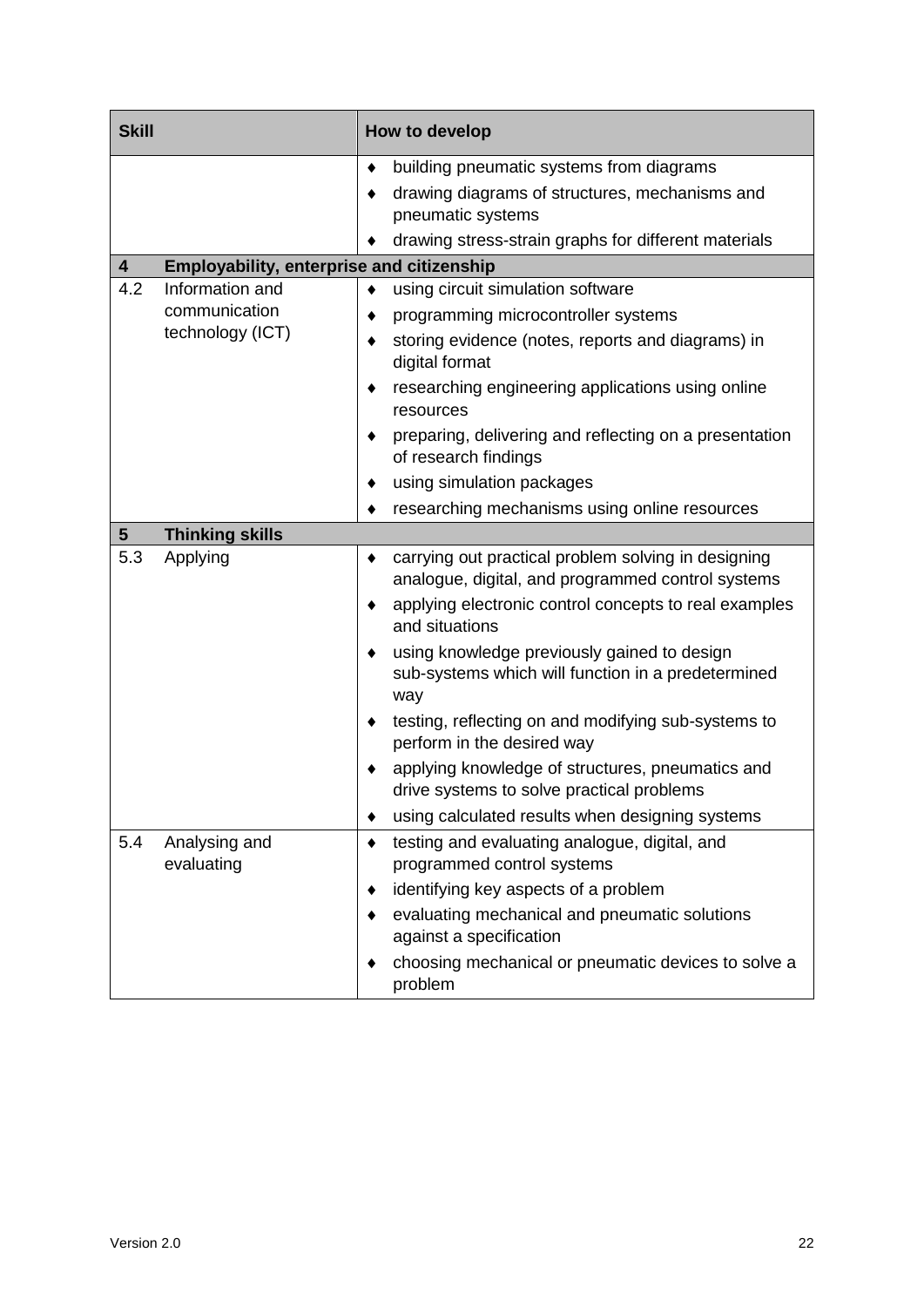| Skill | How to develop |
|---|---|
| | ♦ building pneumatic systems from diagrams<br>♦ drawing diagrams of structures, mechanisms and pneumatic systems<br>♦ drawing stress-strain graphs for different materials |
| **4 Employability, enterprise and citizenship** | |
| 4.2 Information and communication technology (ICT) | ♦ using circuit simulation software<br>♦ programming microcontroller systems<br>♦ storing evidence (notes, reports and diagrams) in digital format<br>♦ researching engineering applications using online resources<br>♦ preparing, delivering and reflecting on a presentation of research findings<br>♦ using simulation packages<br>♦ researching mechanisms using online resources |
| **5 Thinking skills** | |
| 5.3 Applying | ♦ carrying out practical problem solving in designing analogue, digital, and programmed control systems<br>♦ applying electronic control concepts to real examples and situations<br>♦ using knowledge previously gained to design sub-systems which will function in a predetermined way<br>♦ testing, reflecting on and modifying sub-systems to perform in the desired way<br>♦ applying knowledge of structures, pneumatics and drive systems to solve practical problems<br>♦ using calculated results when designing systems |
| 5.4 Analysing and evaluating | ♦ testing and evaluating analogue, digital, and programmed control systems<br>♦ identifying key aspects of a problem<br>♦ evaluating mechanical and pneumatic solutions against a specification<br>♦ choosing mechanical or pneumatic devices to solve a problem |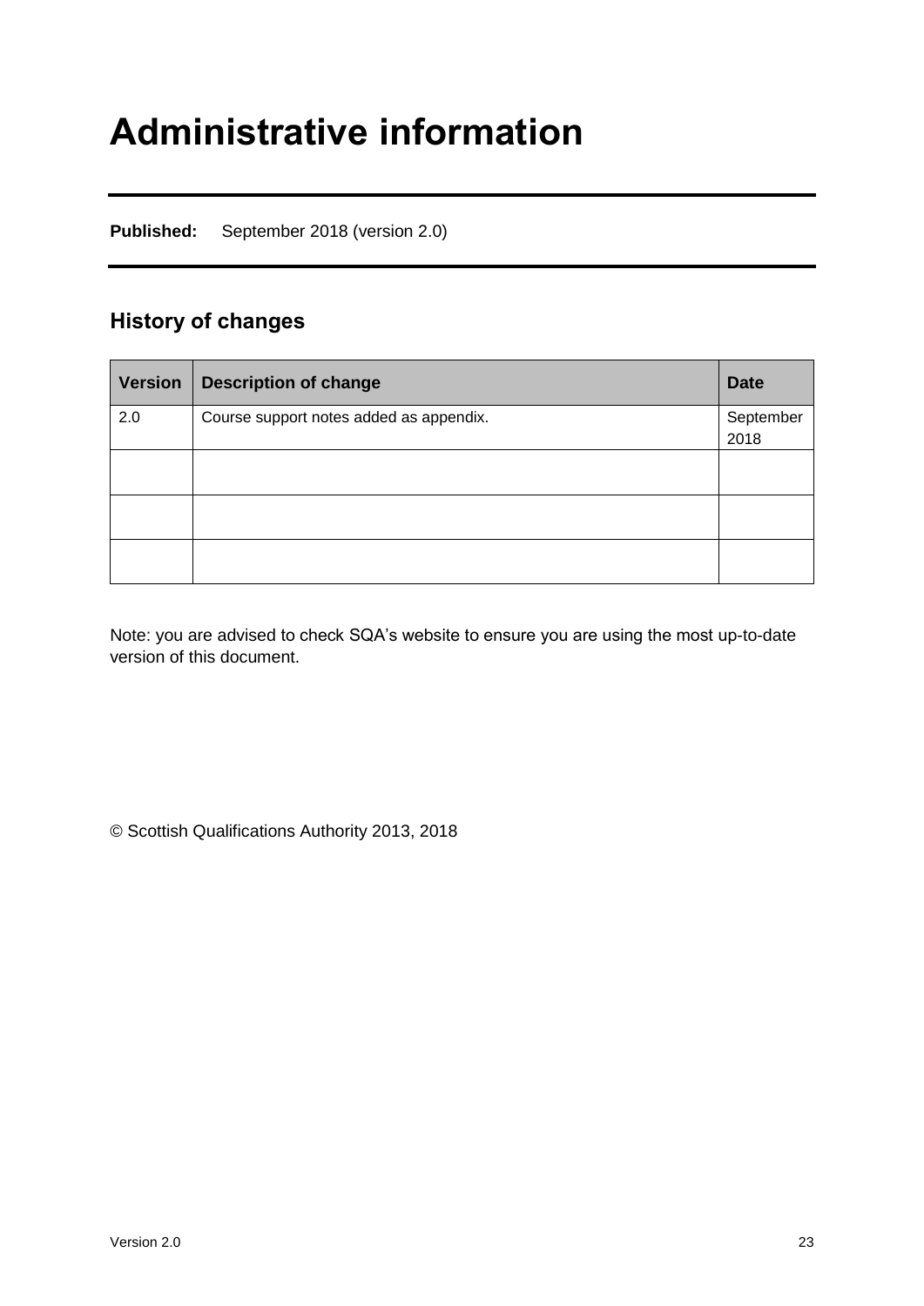# Administrative information

**Published:** September 2018 (version 2.0)

## History of changes

| Version | Description of change | Date |
|---|---|---|
| 2.0 | Course support notes added as appendix. | September 2018 |
| | | |
| | | |
| | | |

Note: you are advised to check SQA's website to ensure you are using the most up-to-date version of this document.

© Scottish Qualifications Authority 2013, 2018